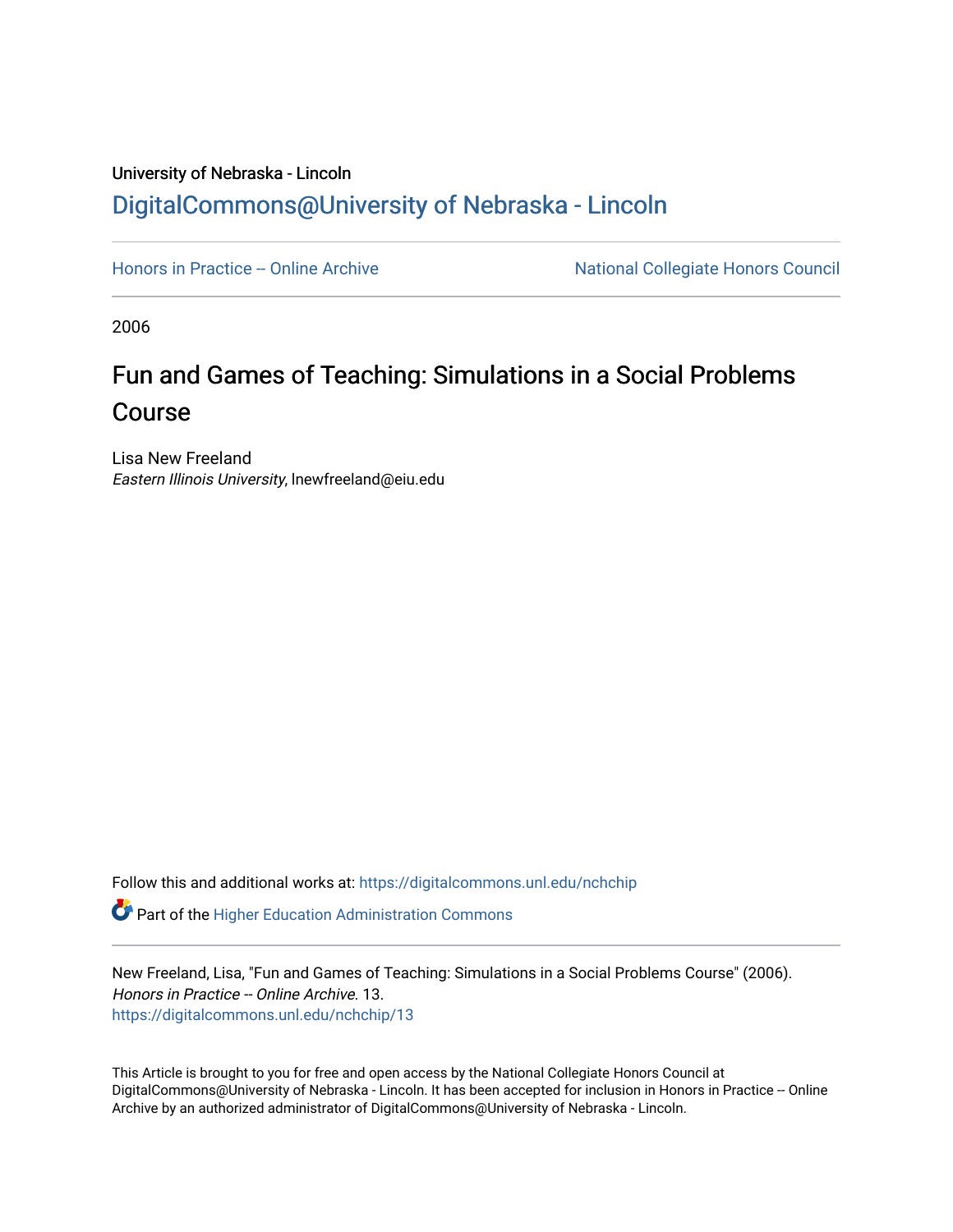University of Nebraska - Lincoln

# DigitalCommons@University of Nebraska - Lincoln

Honors in Practice -- Online Archive

National Collegiate Honors Council

2006

## Fun and Games of Teaching: Simulations in a Social Problems Course

Lisa New Freeland
*Eastern Illinois University*, lnewfreeland@eiu.edu

Follow this and additional works at: https://digitalcommons.unl.edu/nchchip

Part of the Higher Education Administration Commons

New Freeland, Lisa, "Fun and Games of Teaching: Simulations in a Social Problems Course" (2006). *Honors in Practice -- Online Archive*. 13.
https://digitalcommons.unl.edu/nchchip/13

This Article is brought to you for free and open access by the National Collegiate Honors Council at DigitalCommons@University of Nebraska - Lincoln. It has been accepted for inclusion in Honors in Practice -- Online Archive by an authorized administrator of DigitalCommons@University of Nebraska - Lincoln.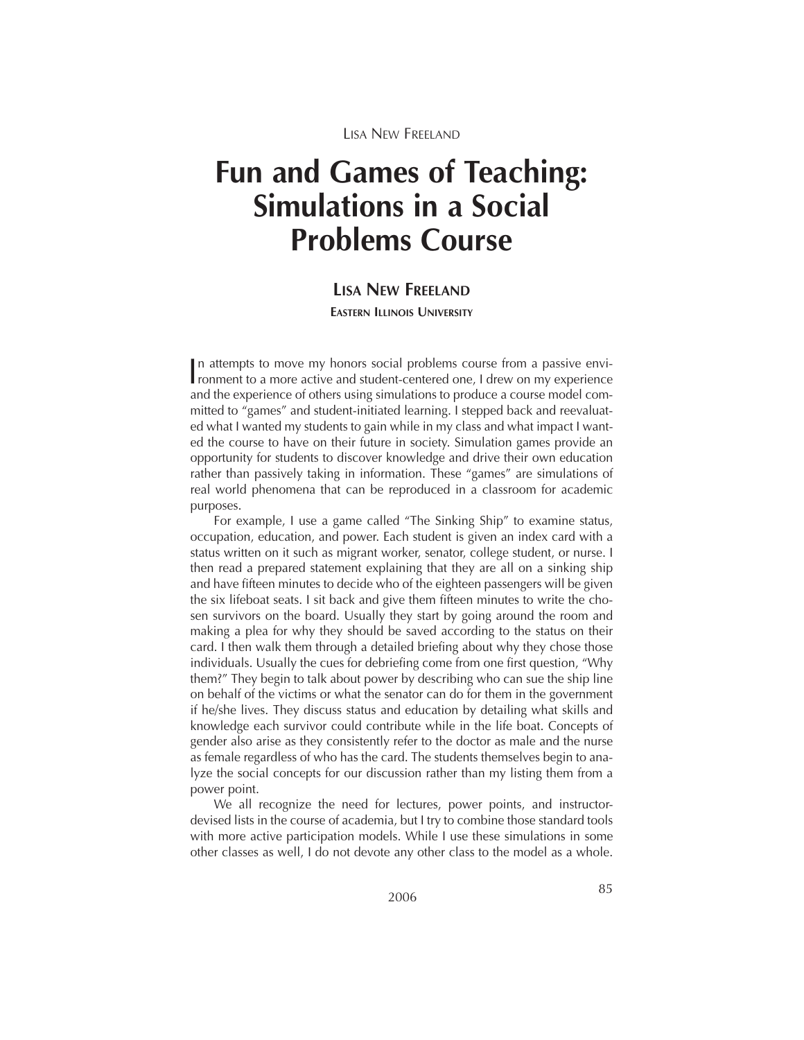Lisa New Freeland

# Fun and Games of Teaching: Simulations in a Social Problems Course

**Lisa New Freeland**

**Eastern Illinois University**

In attempts to move my honors social problems course from a passive environment to a more active and student-centered one, I drew on my experience and the experience of others using simulations to produce a course model committed to "games" and student-initiated learning. I stepped back and reevaluated what I wanted my students to gain while in my class and what impact I wanted the course to have on their future in society. Simulation games provide an opportunity for students to discover knowledge and drive their own education rather than passively taking in information. These "games" are simulations of real world phenomena that can be reproduced in a classroom for academic purposes.

For example, I use a game called "The Sinking Ship" to examine status, occupation, education, and power. Each student is given an index card with a status written on it such as migrant worker, senator, college student, or nurse. I then read a prepared statement explaining that they are all on a sinking ship and have fifteen minutes to decide who of the eighteen passengers will be given the six lifeboat seats. I sit back and give them fifteen minutes to write the chosen survivors on the board. Usually they start by going around the room and making a plea for why they should be saved according to the status on their card. I then walk them through a detailed briefing about why they chose those individuals. Usually the cues for debriefing come from one first question, "Why them?" They begin to talk about power by describing who can sue the ship line on behalf of the victims or what the senator can do for them in the government if he/she lives. They discuss status and education by detailing what skills and knowledge each survivor could contribute while in the life boat. Concepts of gender also arise as they consistently refer to the doctor as male and the nurse as female regardless of who has the card. The students themselves begin to analyze the social concepts for our discussion rather than my listing them from a power point.

We all recognize the need for lectures, power points, and instructor-devised lists in the course of academia, but I try to combine those standard tools with more active participation models. While I use these simulations in some other classes as well, I do not devote any other class to the model as a whole.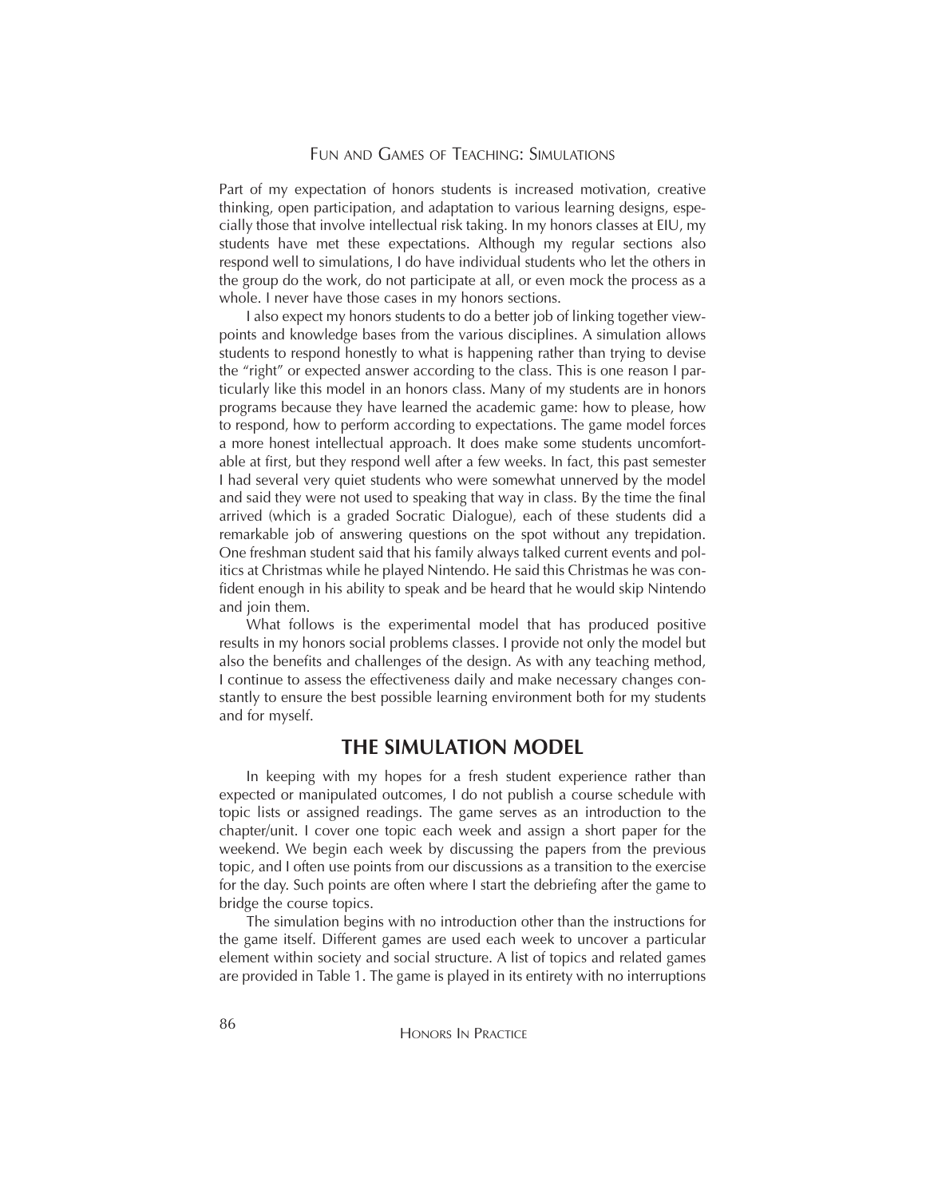Part of my expectation of honors students is increased motivation, creative thinking, open participation, and adaptation to various learning designs, especially those that involve intellectual risk taking. In my honors classes at EIU, my students have met these expectations. Although my regular sections also respond well to simulations, I do have individual students who let the others in the group do the work, do not participate at all, or even mock the process as a whole. I never have those cases in my honors sections.

I also expect my honors students to do a better job of linking together viewpoints and knowledge bases from the various disciplines. A simulation allows students to respond honestly to what is happening rather than trying to devise the "right" or expected answer according to the class. This is one reason I particularly like this model in an honors class. Many of my students are in honors programs because they have learned the academic game: how to please, how to respond, how to perform according to expectations. The game model forces a more honest intellectual approach. It does make some students uncomfortable at first, but they respond well after a few weeks. In fact, this past semester I had several very quiet students who were somewhat unnerved by the model and said they were not used to speaking that way in class. By the time the final arrived (which is a graded Socratic Dialogue), each of these students did a remarkable job of answering questions on the spot without any trepidation. One freshman student said that his family always talked current events and politics at Christmas while he played Nintendo. He said this Christmas he was confident enough in his ability to speak and be heard that he would skip Nintendo and join them.

What follows is the experimental model that has produced positive results in my honors social problems classes. I provide not only the model but also the benefits and challenges of the design. As with any teaching method, I continue to assess the effectiveness daily and make necessary changes constantly to ensure the best possible learning environment both for my students and for myself.

## THE SIMULATION MODEL

In keeping with my hopes for a fresh student experience rather than expected or manipulated outcomes, I do not publish a course schedule with topic lists or assigned readings. The game serves as an introduction to the chapter/unit. I cover one topic each week and assign a short paper for the weekend. We begin each week by discussing the papers from the previous topic, and I often use points from our discussions as a transition to the exercise for the day. Such points are often where I start the debriefing after the game to bridge the course topics.

The simulation begins with no introduction other than the instructions for the game itself. Different games are used each week to uncover a particular element within society and social structure. A list of topics and related games are provided in Table 1. The game is played in its entirety with no interruptions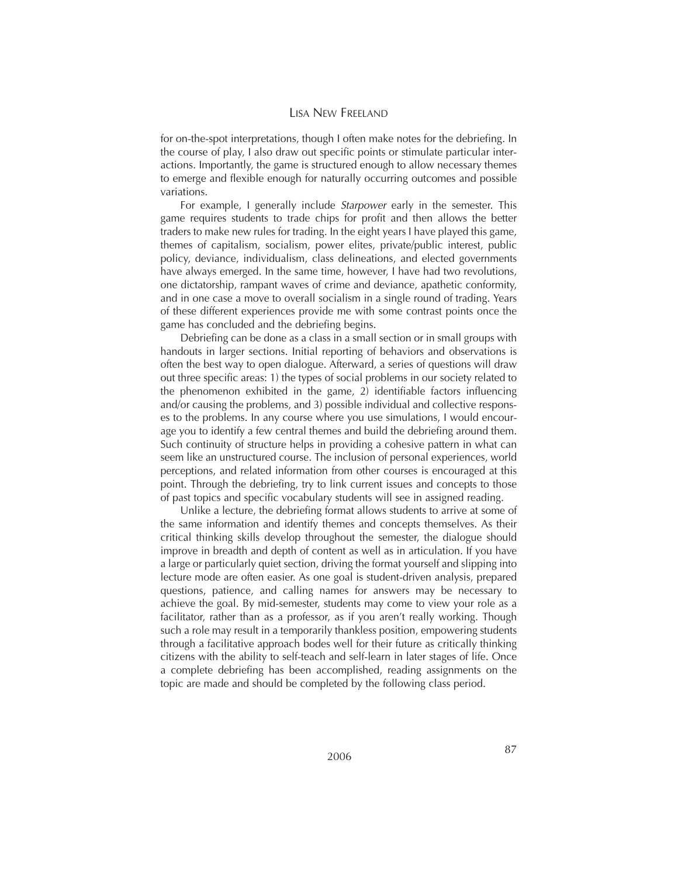for on-the-spot interpretations, though I often make notes for the debriefing. In the course of play, I also draw out specific points or stimulate particular interactions. Importantly, the game is structured enough to allow necessary themes to emerge and flexible enough for naturally occurring outcomes and possible variations.

For example, I generally include *Starpower* early in the semester. This game requires students to trade chips for profit and then allows the better traders to make new rules for trading. In the eight years I have played this game, themes of capitalism, socialism, power elites, private/public interest, public policy, deviance, individualism, class delineations, and elected governments have always emerged. In the same time, however, I have had two revolutions, one dictatorship, rampant waves of crime and deviance, apathetic conformity, and in one case a move to overall socialism in a single round of trading. Years of these different experiences provide me with some contrast points once the game has concluded and the debriefing begins.

Debriefing can be done as a class in a small section or in small groups with handouts in larger sections. Initial reporting of behaviors and observations is often the best way to open dialogue. Afterward, a series of questions will draw out three specific areas: 1) the types of social problems in our society related to the phenomenon exhibited in the game, 2) identifiable factors influencing and/or causing the problems, and 3) possible individual and collective responses to the problems. In any course where you use simulations, I would encourage you to identify a few central themes and build the debriefing around them. Such continuity of structure helps in providing a cohesive pattern in what can seem like an unstructured course. The inclusion of personal experiences, world perceptions, and related information from other courses is encouraged at this point. Through the debriefing, try to link current issues and concepts to those of past topics and specific vocabulary students will see in assigned reading.

Unlike a lecture, the debriefing format allows students to arrive at some of the same information and identify themes and concepts themselves. As their critical thinking skills develop throughout the semester, the dialogue should improve in breadth and depth of content as well as in articulation. If you have a large or particularly quiet section, driving the format yourself and slipping into lecture mode are often easier. As one goal is student-driven analysis, prepared questions, patience, and calling names for answers may be necessary to achieve the goal. By mid-semester, students may come to view your role as a facilitator, rather than as a professor, as if you aren't really working. Though such a role may result in a temporarily thankless position, empowering students through a facilitative approach bodes well for their future as critically thinking citizens with the ability to self-teach and self-learn in later stages of life. Once a complete debriefing has been accomplished, reading assignments on the topic are made and should be completed by the following class period.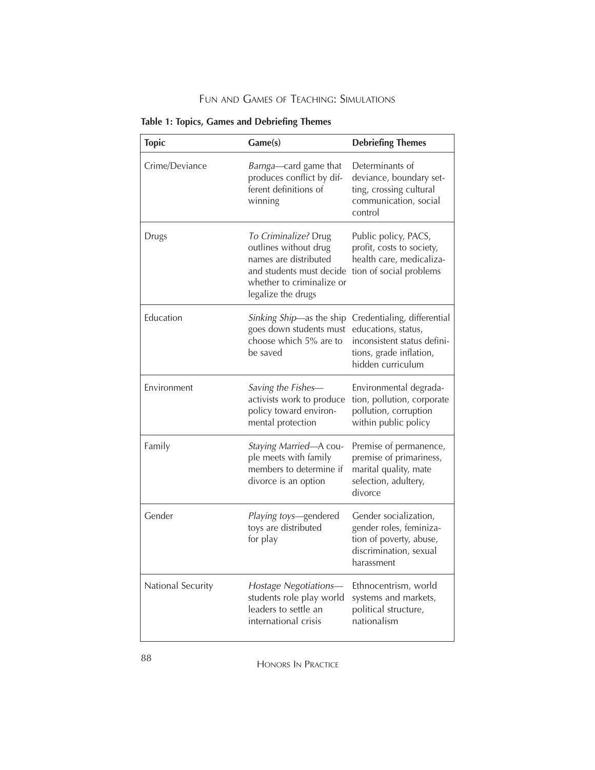**Table 1: Topics, Games and Debriefing Themes**

| Topic | Game(s) | Debriefing Themes |
|---|---|---|
| Crime/Deviance | *Barnga*—card game that produces conflict by different definitions of winning | Determinants of deviance, boundary setting, crossing cultural communication, social control |
| Drugs | *To Criminalize?* Drug outlines without drug names are distributed and students must decide whether to criminalize or legalize the drugs | Public policy, PACS, profit, costs to society, health care, medicalization of social problems |
| Education | *Sinking Ship*—as the ship goes down students must choose which 5% are to be saved | Credentialing, differential educations, status, inconsistent status definitions, grade inflation, hidden curriculum |
| Environment | *Saving the Fishes*—activists work to produce policy toward environmental protection | Environmental degradation, pollution, corporate pollution, corruption within public policy |
| Family | *Staying Married*—A couple meets with family members to determine if divorce is an option | Premise of permanence, premise of primariness, marital quality, mate selection, adultery, divorce |
| Gender | *Playing toys*—gendered toys are distributed for play | Gender socialization, gender roles, feminization of poverty, abuse, discrimination, sexual harassment |
| National Security | *Hostage Negotiations*—students role play world leaders to settle an international crisis | Ethnocentrism, world systems and markets, political structure, nationalism |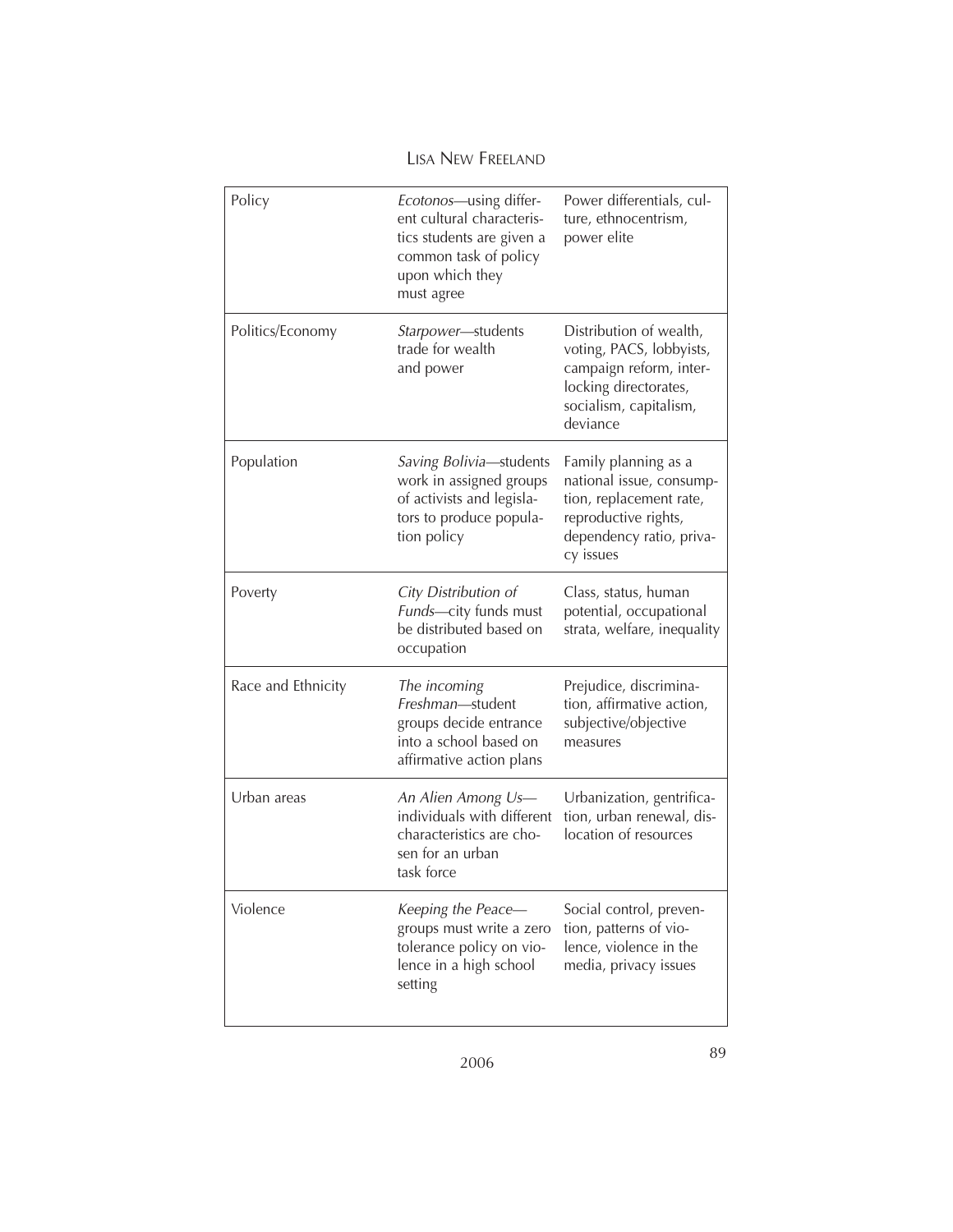| | | |
|---|---|---|
| Policy | *Ecotonos*—using different cultural characteristics students are given a common task of policy upon which they must agree | Power differentials, culture, ethnocentrism, power elite |
| Politics/Economy | *Starpower*—students trade for wealth and power | Distribution of wealth, voting, PACS, lobbyists, campaign reform, interlocking directorates, socialism, capitalism, deviance |
| Population | *Saving Bolivia*—students work in assigned groups of activists and legislators to produce population policy | Family planning as a national issue, consumption, replacement rate, reproductive rights, dependency ratio, privacy issues |
| Poverty | *City Distribution of Funds*—city funds must be distributed based on occupation | Class, status, human potential, occupational strata, welfare, inequality |
| Race and Ethnicity | *The incoming Freshman*—student groups decide entrance into a school based on affirmative action plans | Prejudice, discrimination, affirmative action, subjective/objective measures |
| Urban areas | *An Alien Among Us*—individuals with different characteristics are chosen for an urban task force | Urbanization, gentrification, urban renewal, dislocation of resources |
| Violence | *Keeping the Peace*—groups must write a zero tolerance policy on violence in a high school setting | Social control, prevention, patterns of violence, violence in the media, privacy issues |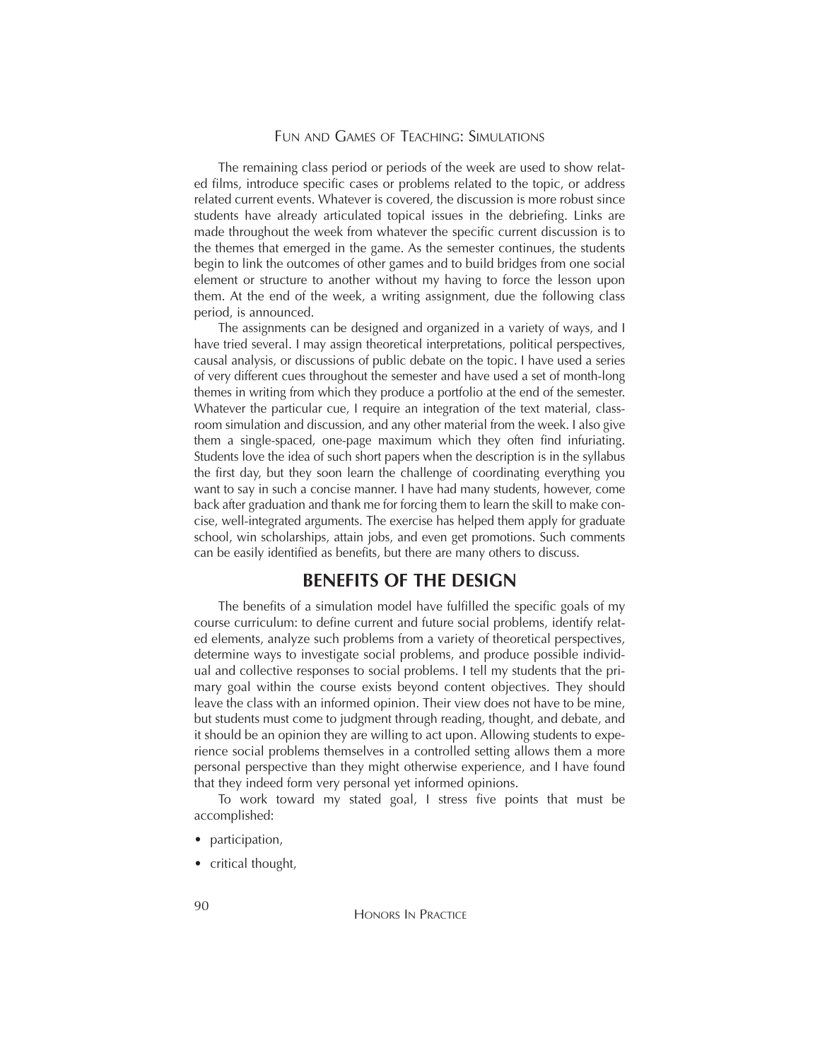The remaining class period or periods of the week are used to show related films, introduce specific cases or problems related to the topic, or address related current events. Whatever is covered, the discussion is more robust since students have already articulated topical issues in the debriefing. Links are made throughout the week from whatever the specific current discussion is to the themes that emerged in the game. As the semester continues, the students begin to link the outcomes of other games and to build bridges from one social element or structure to another without my having to force the lesson upon them. At the end of the week, a writing assignment, due the following class period, is announced.

The assignments can be designed and organized in a variety of ways, and I have tried several. I may assign theoretical interpretations, political perspectives, causal analysis, or discussions of public debate on the topic. I have used a series of very different cues throughout the semester and have used a set of month-long themes in writing from which they produce a portfolio at the end of the semester. Whatever the particular cue, I require an integration of the text material, classroom simulation and discussion, and any other material from the week. I also give them a single-spaced, one-page maximum which they often find infuriating. Students love the idea of such short papers when the description is in the syllabus the first day, but they soon learn the challenge of coordinating everything you want to say in such a concise manner. I have had many students, however, come back after graduation and thank me for forcing them to learn the skill to make concise, well-integrated arguments. The exercise has helped them apply for graduate school, win scholarships, attain jobs, and even get promotions. Such comments can be easily identified as benefits, but there are many others to discuss.

## BENEFITS OF THE DESIGN

The benefits of a simulation model have fulfilled the specific goals of my course curriculum: to define current and future social problems, identify related elements, analyze such problems from a variety of theoretical perspectives, determine ways to investigate social problems, and produce possible individual and collective responses to social problems. I tell my students that the primary goal within the course exists beyond content objectives. They should leave the class with an informed opinion. Their view does not have to be mine, but students must come to judgment through reading, thought, and debate, and it should be an opinion they are willing to act upon. Allowing students to experience social problems themselves in a controlled setting allows them a more personal perspective than they might otherwise experience, and I have found that they indeed form very personal yet informed opinions.

To work toward my stated goal, I stress five points that must be accomplished:

- participation,
- critical thought,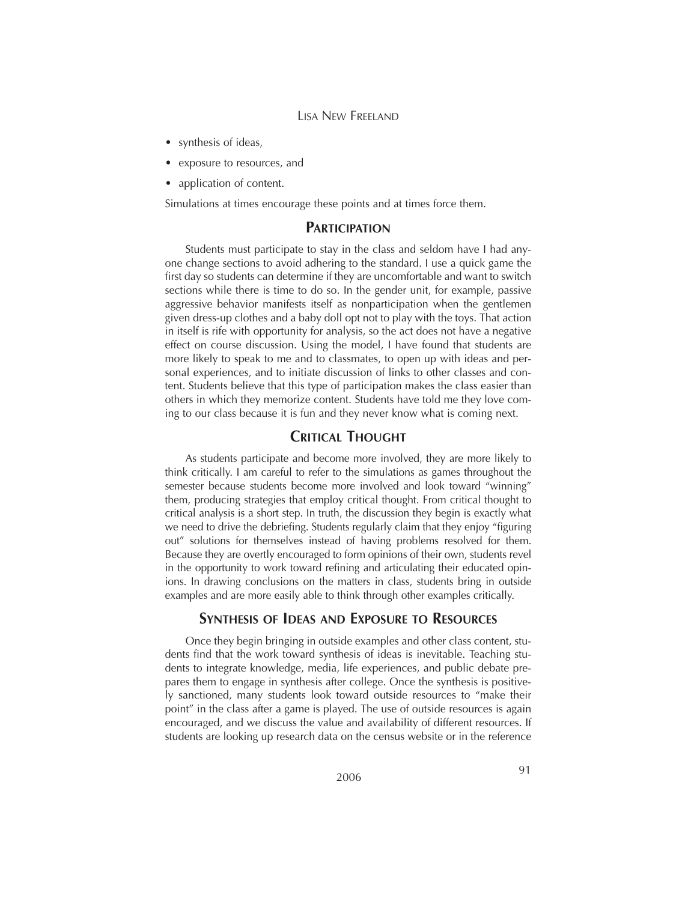- synthesis of ideas,
- exposure to resources, and
- application of content.

Simulations at times encourage these points and at times force them.

## Participation

Students must participate to stay in the class and seldom have I had anyone change sections to avoid adhering to the standard. I use a quick game the first day so students can determine if they are uncomfortable and want to switch sections while there is time to do so. In the gender unit, for example, passive aggressive behavior manifests itself as nonparticipation when the gentlemen given dress-up clothes and a baby doll opt not to play with the toys. That action in itself is rife with opportunity for analysis, so the act does not have a negative effect on course discussion. Using the model, I have found that students are more likely to speak to me and to classmates, to open up with ideas and personal experiences, and to initiate discussion of links to other classes and content. Students believe that this type of participation makes the class easier than others in which they memorize content. Students have told me they love coming to our class because it is fun and they never know what is coming next.

## Critical Thought

As students participate and become more involved, they are more likely to think critically. I am careful to refer to the simulations as games throughout the semester because students become more involved and look toward "winning" them, producing strategies that employ critical thought. From critical thought to critical analysis is a short step. In truth, the discussion they begin is exactly what we need to drive the debriefing. Students regularly claim that they enjoy "figuring out" solutions for themselves instead of having problems resolved for them. Because they are overtly encouraged to form opinions of their own, students revel in the opportunity to work toward refining and articulating their educated opinions. In drawing conclusions on the matters in class, students bring in outside examples and are more easily able to think through other examples critically.

## Synthesis of Ideas and Exposure to Resources

Once they begin bringing in outside examples and other class content, students find that the work toward synthesis of ideas is inevitable. Teaching students to integrate knowledge, media, life experiences, and public debate prepares them to engage in synthesis after college. Once the synthesis is positively sanctioned, many students look toward outside resources to "make their point" in the class after a game is played. The use of outside resources is again encouraged, and we discuss the value and availability of different resources. If students are looking up research data on the census website or in the reference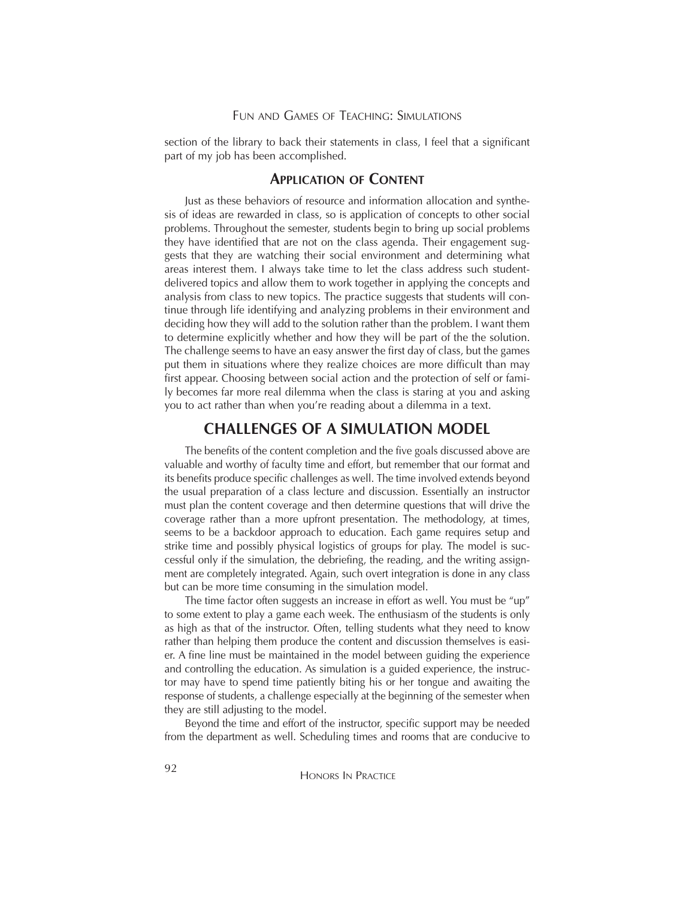section of the library to back their statements in class, I feel that a significant part of my job has been accomplished.

### Application of Content

Just as these behaviors of resource and information allocation and synthesis of ideas are rewarded in class, so is application of concepts to other social problems. Throughout the semester, students begin to bring up social problems they have identified that are not on the class agenda. Their engagement suggests that they are watching their social environment and determining what areas interest them. I always take time to let the class address such student-delivered topics and allow them to work together in applying the concepts and analysis from class to new topics. The practice suggests that students will continue through life identifying and analyzing problems in their environment and deciding how they will add to the solution rather than the problem. I want them to determine explicitly whether and how they will be part of the the solution. The challenge seems to have an easy answer the first day of class, but the games put them in situations where they realize choices are more difficult than may first appear. Choosing between social action and the protection of self or family becomes far more real dilemma when the class is staring at you and asking you to act rather than when you're reading about a dilemma in a text.

## CHALLENGES OF A SIMULATION MODEL

The benefits of the content completion and the five goals discussed above are valuable and worthy of faculty time and effort, but remember that our format and its benefits produce specific challenges as well. The time involved extends beyond the usual preparation of a class lecture and discussion. Essentially an instructor must plan the content coverage and then determine questions that will drive the coverage rather than a more upfront presentation. The methodology, at times, seems to be a backdoor approach to education. Each game requires setup and strike time and possibly physical logistics of groups for play. The model is successful only if the simulation, the debriefing, the reading, and the writing assignment are completely integrated. Again, such overt integration is done in any class but can be more time consuming in the simulation model.

The time factor often suggests an increase in effort as well. You must be "up" to some extent to play a game each week. The enthusiasm of the students is only as high as that of the instructor. Often, telling students what they need to know rather than helping them produce the content and discussion themselves is easier. A fine line must be maintained in the model between guiding the experience and controlling the education. As simulation is a guided experience, the instructor may have to spend time patiently biting his or her tongue and awaiting the response of students, a challenge especially at the beginning of the semester when they are still adjusting to the model.

Beyond the time and effort of the instructor, specific support may be needed from the department as well. Scheduling times and rooms that are conducive to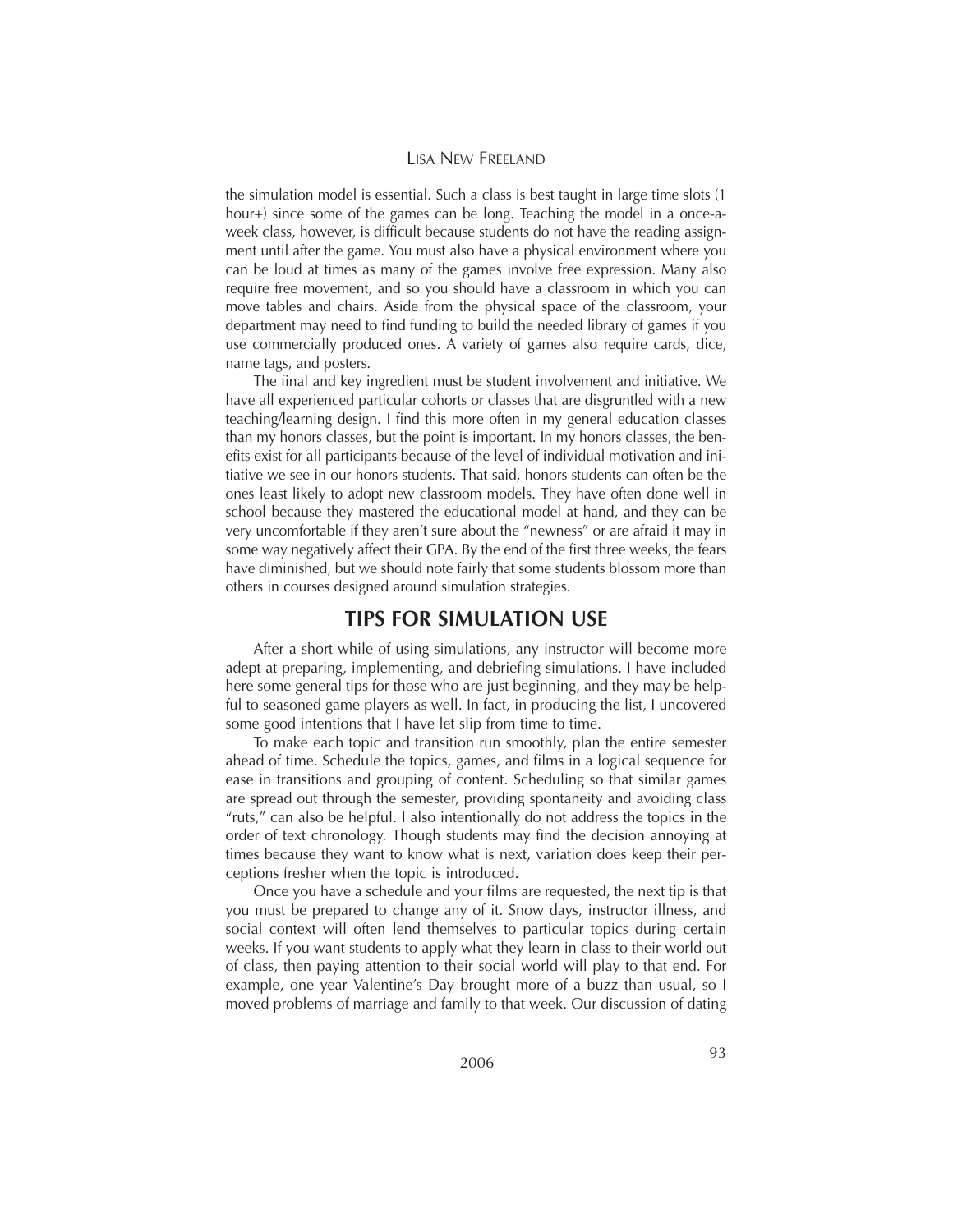the simulation model is essential. Such a class is best taught in large time slots (1 hour+) since some of the games can be long. Teaching the model in a once-a-week class, however, is difficult because students do not have the reading assignment until after the game. You must also have a physical environment where you can be loud at times as many of the games involve free expression. Many also require free movement, and so you should have a classroom in which you can move tables and chairs. Aside from the physical space of the classroom, your department may need to find funding to build the needed library of games if you use commercially produced ones. A variety of games also require cards, dice, name tags, and posters.

The final and key ingredient must be student involvement and initiative. We have all experienced particular cohorts or classes that are disgruntled with a new teaching/learning design. I find this more often in my general education classes than my honors classes, but the point is important. In my honors classes, the benefits exist for all participants because of the level of individual motivation and initiative we see in our honors students. That said, honors students can often be the ones least likely to adopt new classroom models. They have often done well in school because they mastered the educational model at hand, and they can be very uncomfortable if they aren't sure about the "newness" or are afraid it may in some way negatively affect their GPA. By the end of the first three weeks, the fears have diminished, but we should note fairly that some students blossom more than others in courses designed around simulation strategies.

## TIPS FOR SIMULATION USE

After a short while of using simulations, any instructor will become more adept at preparing, implementing, and debriefing simulations. I have included here some general tips for those who are just beginning, and they may be helpful to seasoned game players as well. In fact, in producing the list, I uncovered some good intentions that I have let slip from time to time.

To make each topic and transition run smoothly, plan the entire semester ahead of time. Schedule the topics, games, and films in a logical sequence for ease in transitions and grouping of content. Scheduling so that similar games are spread out through the semester, providing spontaneity and avoiding class "ruts," can also be helpful. I also intentionally do not address the topics in the order of text chronology. Though students may find the decision annoying at times because they want to know what is next, variation does keep their perceptions fresher when the topic is introduced.

Once you have a schedule and your films are requested, the next tip is that you must be prepared to change any of it. Snow days, instructor illness, and social context will often lend themselves to particular topics during certain weeks. If you want students to apply what they learn in class to their world out of class, then paying attention to their social world will play to that end. For example, one year Valentine's Day brought more of a buzz than usual, so I moved problems of marriage and family to that week. Our discussion of dating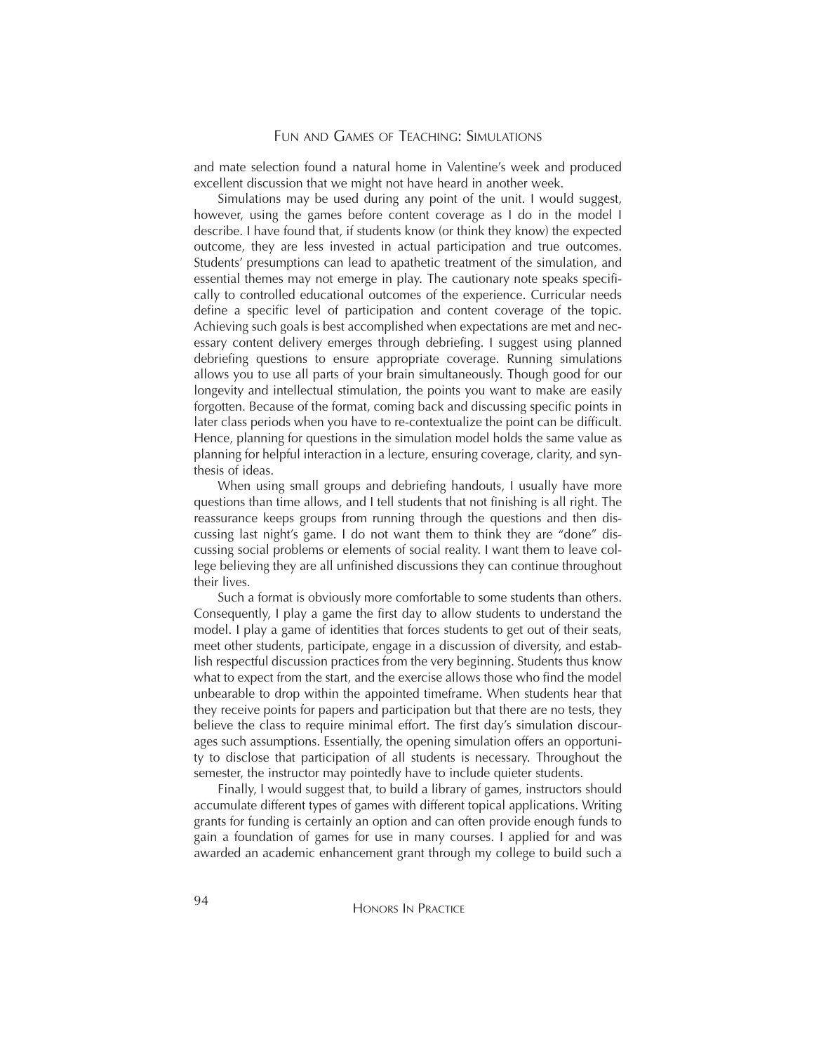and mate selection found a natural home in Valentine's week and produced excellent discussion that we might not have heard in another week.

Simulations may be used during any point of the unit. I would suggest, however, using the games before content coverage as I do in the model I describe. I have found that, if students know (or think they know) the expected outcome, they are less invested in actual participation and true outcomes. Students' presumptions can lead to apathetic treatment of the simulation, and essential themes may not emerge in play. The cautionary note speaks specifically to controlled educational outcomes of the experience. Curricular needs define a specific level of participation and content coverage of the topic. Achieving such goals is best accomplished when expectations are met and necessary content delivery emerges through debriefing. I suggest using planned debriefing questions to ensure appropriate coverage. Running simulations allows you to use all parts of your brain simultaneously. Though good for our longevity and intellectual stimulation, the points you want to make are easily forgotten. Because of the format, coming back and discussing specific points in later class periods when you have to re-contextualize the point can be difficult. Hence, planning for questions in the simulation model holds the same value as planning for helpful interaction in a lecture, ensuring coverage, clarity, and synthesis of ideas.

When using small groups and debriefing handouts, I usually have more questions than time allows, and I tell students that not finishing is all right. The reassurance keeps groups from running through the questions and then discussing last night's game. I do not want them to think they are "done" discussing social problems or elements of social reality. I want them to leave college believing they are all unfinished discussions they can continue throughout their lives.

Such a format is obviously more comfortable to some students than others. Consequently, I play a game the first day to allow students to understand the model. I play a game of identities that forces students to get out of their seats, meet other students, participate, engage in a discussion of diversity, and establish respectful discussion practices from the very beginning. Students thus know what to expect from the start, and the exercise allows those who find the model unbearable to drop within the appointed timeframe. When students hear that they receive points for papers and participation but that there are no tests, they believe the class to require minimal effort. The first day's simulation discourages such assumptions. Essentially, the opening simulation offers an opportunity to disclose that participation of all students is necessary. Throughout the semester, the instructor may pointedly have to include quieter students.

Finally, I would suggest that, to build a library of games, instructors should accumulate different types of games with different topical applications. Writing grants for funding is certainly an option and can often provide enough funds to gain a foundation of games for use in many courses. I applied for and was awarded an academic enhancement grant through my college to build such a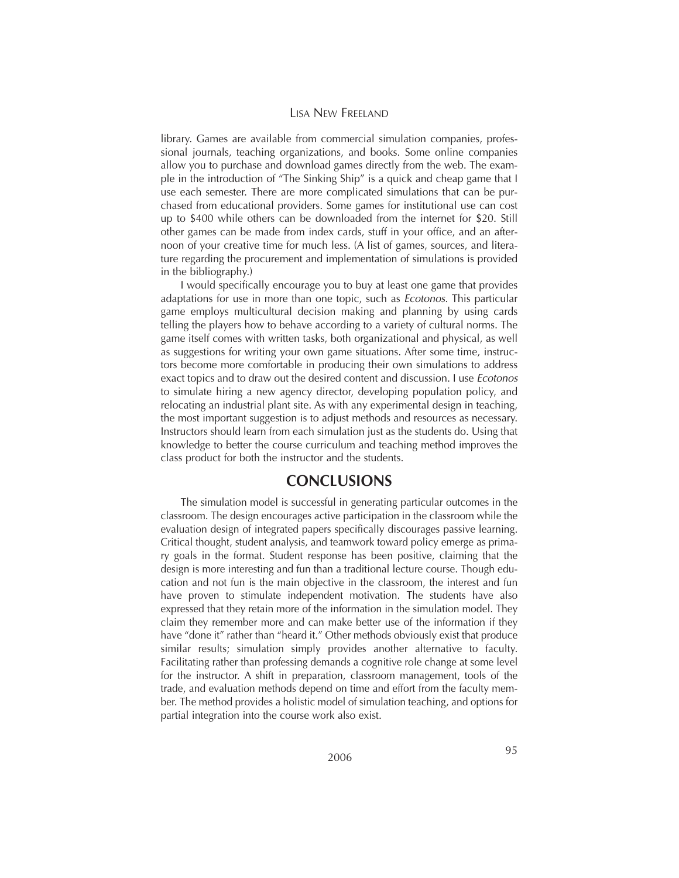library. Games are available from commercial simulation companies, professional journals, teaching organizations, and books. Some online companies allow you to purchase and download games directly from the web. The example in the introduction of "The Sinking Ship" is a quick and cheap game that I use each semester. There are more complicated simulations that can be purchased from educational providers. Some games for institutional use can cost up to $400 while others can be downloaded from the internet for $20. Still other games can be made from index cards, stuff in your office, and an afternoon of your creative time for much less. (A list of games, sources, and literature regarding the procurement and implementation of simulations is provided in the bibliography.)

I would specifically encourage you to buy at least one game that provides adaptations for use in more than one topic, such as *Ecotonos*. This particular game employs multicultural decision making and planning by using cards telling the players how to behave according to a variety of cultural norms. The game itself comes with written tasks, both organizational and physical, as well as suggestions for writing your own game situations. After some time, instructors become more comfortable in producing their own simulations to address exact topics and to draw out the desired content and discussion. I use *Ecotonos* to simulate hiring a new agency director, developing population policy, and relocating an industrial plant site. As with any experimental design in teaching, the most important suggestion is to adjust methods and resources as necessary. Instructors should learn from each simulation just as the students do. Using that knowledge to better the course curriculum and teaching method improves the class product for both the instructor and the students.

## CONCLUSIONS

The simulation model is successful in generating particular outcomes in the classroom. The design encourages active participation in the classroom while the evaluation design of integrated papers specifically discourages passive learning. Critical thought, student analysis, and teamwork toward policy emerge as primary goals in the format. Student response has been positive, claiming that the design is more interesting and fun than a traditional lecture course. Though education and not fun is the main objective in the classroom, the interest and fun have proven to stimulate independent motivation. The students have also expressed that they retain more of the information in the simulation model. They claim they remember more and can make better use of the information if they have "done it" rather than "heard it." Other methods obviously exist that produce similar results; simulation simply provides another alternative to faculty. Facilitating rather than professing demands a cognitive role change at some level for the instructor. A shift in preparation, classroom management, tools of the trade, and evaluation methods depend on time and effort from the faculty member. The method provides a holistic model of simulation teaching, and options for partial integration into the course work also exist.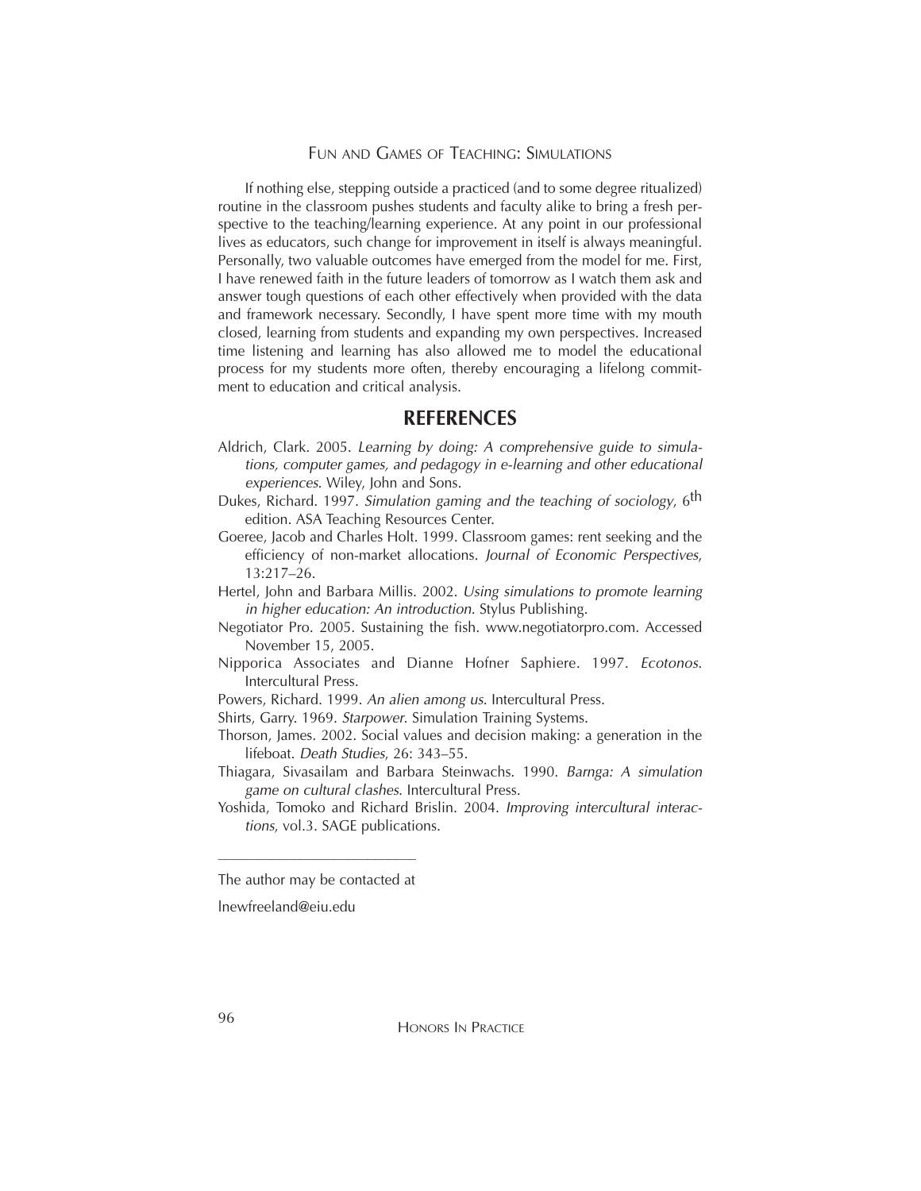If nothing else, stepping outside a practiced (and to some degree ritualized) routine in the classroom pushes students and faculty alike to bring a fresh perspective to the teaching/learning experience. At any point in our professional lives as educators, such change for improvement in itself is always meaningful. Personally, two valuable outcomes have emerged from the model for me. First, I have renewed faith in the future leaders of tomorrow as I watch them ask and answer tough questions of each other effectively when provided with the data and framework necessary. Secondly, I have spent more time with my mouth closed, learning from students and expanding my own perspectives. Increased time listening and learning has also allowed me to model the educational process for my students more often, thereby encouraging a lifelong commitment to education and critical analysis.

## REFERENCES

Aldrich, Clark. 2005. *Learning by doing: A comprehensive guide to simulations, computer games, and pedagogy in e-learning and other educational experiences*. Wiley, John and Sons.

Dukes, Richard. 1997. *Simulation gaming and the teaching of sociology*, 6th edition. ASA Teaching Resources Center.

Goeree, Jacob and Charles Holt. 1999. Classroom games: rent seeking and the efficiency of non-market allocations. *Journal of Economic Perspectives*, 13:217–26.

Hertel, John and Barbara Millis. 2002. *Using simulations to promote learning in higher education: An introduction*. Stylus Publishing.

Negotiator Pro. 2005. Sustaining the fish. www.negotiatorpro.com. Accessed November 15, 2005.

Nipporica Associates and Dianne Hofner Saphiere. 1997. *Ecotonos*. Intercultural Press.

Powers, Richard. 1999. *An alien among us*. Intercultural Press.

Shirts, Garry. 1969. *Starpower*. Simulation Training Systems.

Thorson, James. 2002. Social values and decision making: a generation in the lifeboat. *Death Studies*, 26: 343–55.

Thiagara, Sivasailam and Barbara Steinwachs. 1990. *Barnga: A simulation game on cultural clashes*. Intercultural Press.

Yoshida, Tomoko and Richard Brislin. 2004. *Improving intercultural interactions*, vol.3. SAGE publications.

---

The author may be contacted at

lnewfreeland@eiu.edu